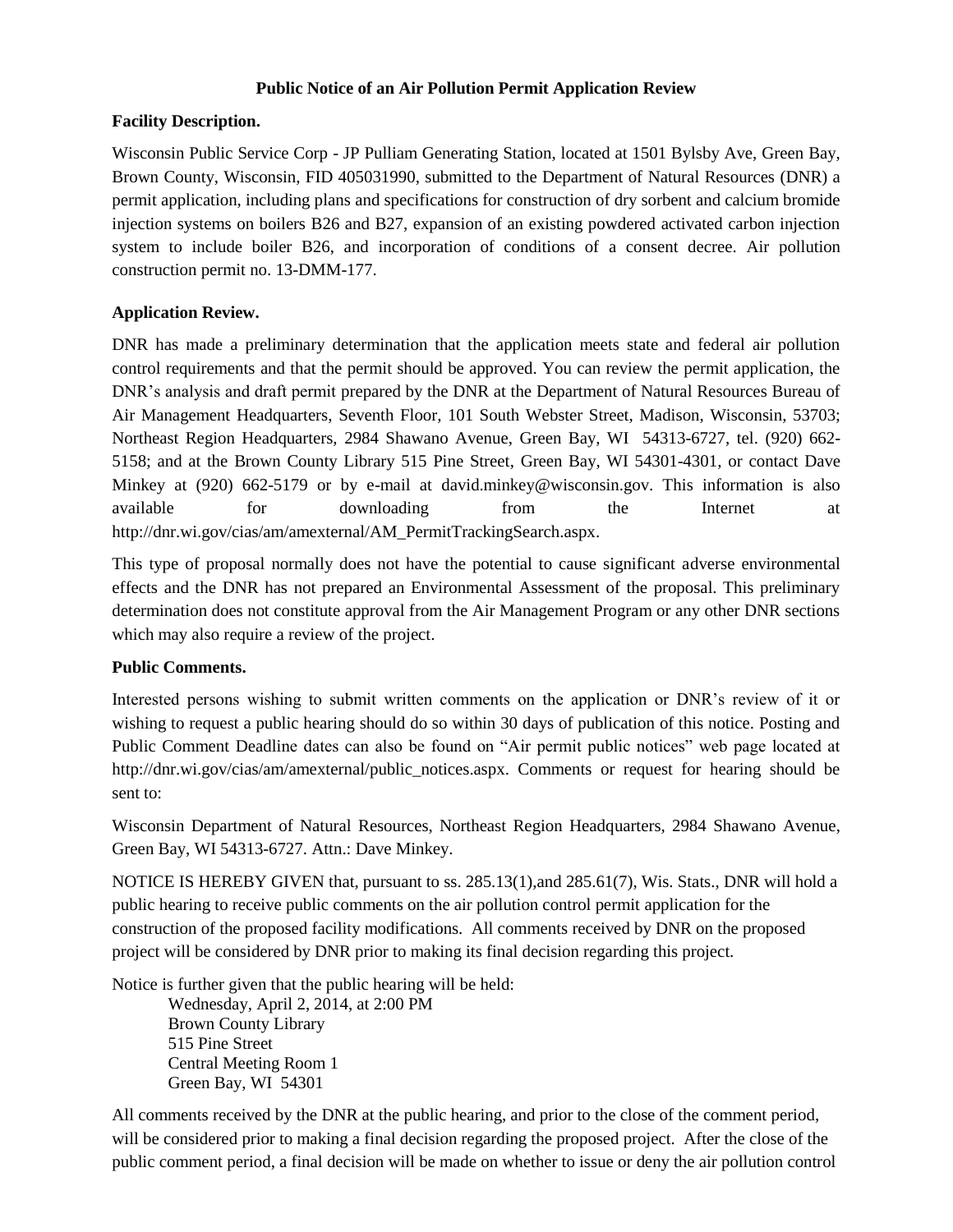# Public Notice of an Air Pollution Permit Application Review

**Facility Description.**

Wisconsin Public Service Corp - JP Pulliam Generating Station, located at 1501 Bylsby Ave, Green Bay, Brown County, Wisconsin, FID 405031990, submitted to the Department of Natural Resources (DNR) a permit application, including plans and specifications for construction of dry sorbent and calcium bromide injection systems on boilers B26 and B27, expansion of an existing powdered activated carbon injection system to include boiler B26, and incorporation of conditions of a consent decree. Air pollution construction permit no. 13-DMM-177.

**Application Review.**

DNR has made a preliminary determination that the application meets state and federal air pollution control requirements and that the permit should be approved. You can review the permit application, the DNR's analysis and draft permit prepared by the DNR at the Department of Natural Resources Bureau of Air Management Headquarters, Seventh Floor, 101 South Webster Street, Madison, Wisconsin, 53703; Northeast Region Headquarters, 2984 Shawano Avenue, Green Bay, WI 54313-6727, tel. (920) 662-5158; and at the Brown County Library 515 Pine Street, Green Bay, WI 54301-4301, or contact Dave Minkey at (920) 662-5179 or by e-mail at david.minkey@wisconsin.gov. This information is also available for downloading from the Internet at http://dnr.wi.gov/cias/am/amexternal/AM_PermitTrackingSearch.aspx.

This type of proposal normally does not have the potential to cause significant adverse environmental effects and the DNR has not prepared an Environmental Assessment of the proposal. This preliminary determination does not constitute approval from the Air Management Program or any other DNR sections which may also require a review of the project.

**Public Comments.**

Interested persons wishing to submit written comments on the application or DNR's review of it or wishing to request a public hearing should do so within 30 days of publication of this notice. Posting and Public Comment Deadline dates can also be found on "Air permit public notices" web page located at http://dnr.wi.gov/cias/am/amexternal/public_notices.aspx. Comments or request for hearing should be sent to:

Wisconsin Department of Natural Resources, Northeast Region Headquarters, 2984 Shawano Avenue, Green Bay, WI 54313-6727. Attn.: Dave Minkey.

NOTICE IS HEREBY GIVEN that, pursuant to ss. 285.13(1),and 285.61(7), Wis. Stats., DNR will hold a public hearing to receive public comments on the air pollution control permit application for the construction of the proposed facility modifications. All comments received by DNR on the proposed project will be considered by DNR prior to making its final decision regarding this project.

Notice is further given that the public hearing will be held:

Wednesday, April 2, 2014, at 2:00 PM
Brown County Library
515 Pine Street
Central Meeting Room 1
Green Bay, WI 54301

All comments received by the DNR at the public hearing, and prior to the close of the comment period, will be considered prior to making a final decision regarding the proposed project. After the close of the public comment period, a final decision will be made on whether to issue or deny the air pollution control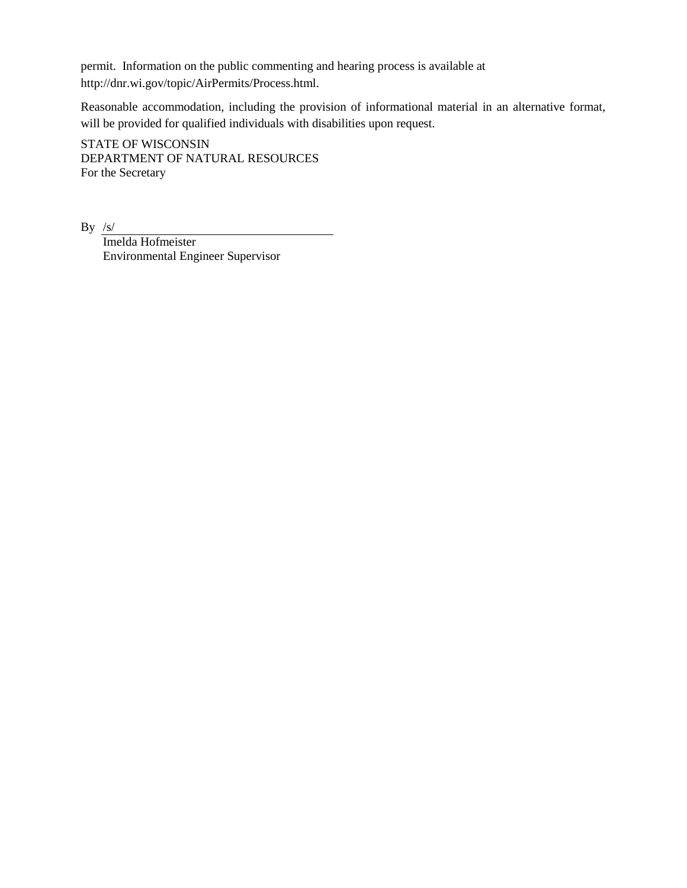permit. Information on the public commenting and hearing process is available at http://dnr.wi.gov/topic/AirPermits/Process.html.

Reasonable accommodation, including the provision of informational material in an alternative format, will be provided for qualified individuals with disabilities upon request.

STATE OF WISCONSIN
DEPARTMENT OF NATURAL RESOURCES
For the Secretary

By /s/

Imelda Hofmeister
Environmental Engineer Supervisor